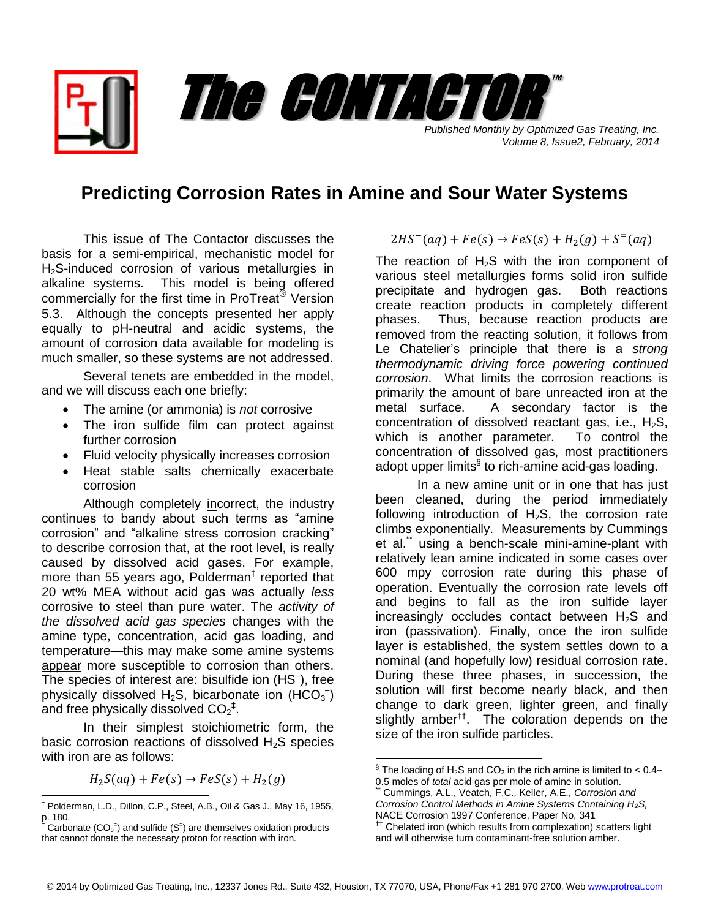# The CONTACTOR™

*Published Monthly by Optimized Gas Treating, Inc.*
*Volume 8, Issue2, February, 2014*

## Predicting Corrosion Rates in Amine and Sour Water Systems

This issue of The Contactor discusses the basis for a semi-empirical, mechanistic model for $H_2S$-induced corrosion of various metallurgies in alkaline systems. This model is being offered commercially for the first time in ProTreat® Version 5.3. Although the concepts presented her apply equally to pH-neutral and acidic systems, the amount of corrosion data available for modeling is much smaller, so these systems are not addressed.

Several tenets are embedded in the model, and we will discuss each one briefly:

- The amine (or ammonia) is *not* corrosive
- The iron sulfide film can protect against further corrosion
- Fluid velocity physically increases corrosion
- Heat stable salts chemically exacerbate corrosion

Although completely incorrect, the industry continues to bandy about such terms as "amine corrosion" and "alkaline stress corrosion cracking" to describe corrosion that, at the root level, is really caused by dissolved acid gases. For example, more than 55 years ago, Polderman[†] reported that 20 wt% MEA without acid gas was actually *less* corrosive to steel than pure water. The *activity of the dissolved acid gas species* changes with the amine type, concentration, acid gas loading, and temperature—this may make some amine systems appear more susceptible to corrosion than others. The species of interest are: bisulfide ion ($HS^-$), free physically dissolved $H_2S$, bicarbonate ion ($HCO_3^-$) and free physically dissolved $CO_2$[‡].

In their simplest stoichiometric form, the basic corrosion reactions of dissolved $H_2S$ species with iron are as follows:

$$H_2S(aq) + Fe(s) \rightarrow FeS(s) + H_2(g)$$

$$2HS^-(aq) + Fe(s) \rightarrow FeS(s) + H_2(g) + S^=(aq)$$

The reaction of $H_2S$ with the iron component of various steel metallurgies forms solid iron sulfide precipitate and hydrogen gas. Both reactions create reaction products in completely different phases. Thus, because reaction products are removed from the reacting solution, it follows from Le Chatelier's principle that there is a *strong thermodynamic driving force powering continued corrosion*. What limits the corrosion reactions is primarily the amount of bare unreacted iron at the metal surface. A secondary factor is the concentration of dissolved reactant gas, i.e., $H_2S$, which is another parameter. To control the concentration of dissolved gas, most practitioners adopt upper limits[§] to rich-amine acid-gas loading.

In a new amine unit or in one that has just been cleaned, during the period immediately following introduction of $H_2S$, the corrosion rate climbs exponentially. Measurements by Cummings et al.[**] using a bench-scale mini-amine-plant with relatively lean amine indicated in some cases over 600 mpy corrosion rate during this phase of operation. Eventually the corrosion rate levels off and begins to fall as the iron sulfide layer increasingly occludes contact between $H_2S$ and iron (passivation). Finally, once the iron sulfide layer is established, the system settles down to a nominal (and hopefully low) residual corrosion rate. During these three phases, in succession, the solution will first become nearly black, and then change to dark green, lighter green, and finally slightly amber[††]. The coloration depends on the size of the iron sulfide particles.

---

[†] Polderman, L.D., Dillon, C.P., Steel, A.B., Oil & Gas J., May 16, 1955, p. 180.

[‡] Carbonate ($CO_3^=$) and sulfide ($S^=$) are themselves oxidation products that cannot donate the necessary proton for reaction with iron.

[§] The loading of $H_2S$ and $CO_2$ in the rich amine is limited to < 0.4–0.5 moles of *total* acid gas per mole of amine in solution.

[**] Cummings, A.L., Veatch, F.C., Keller, A.E., *Corrosion and Corrosion Control Methods in Amine Systems Containing $H_2S$,* NACE Corrosion 1997 Conference, Paper No, 341

[††] Chelated iron (which results from complexation) scatters light and will otherwise turn contaminant-free solution amber.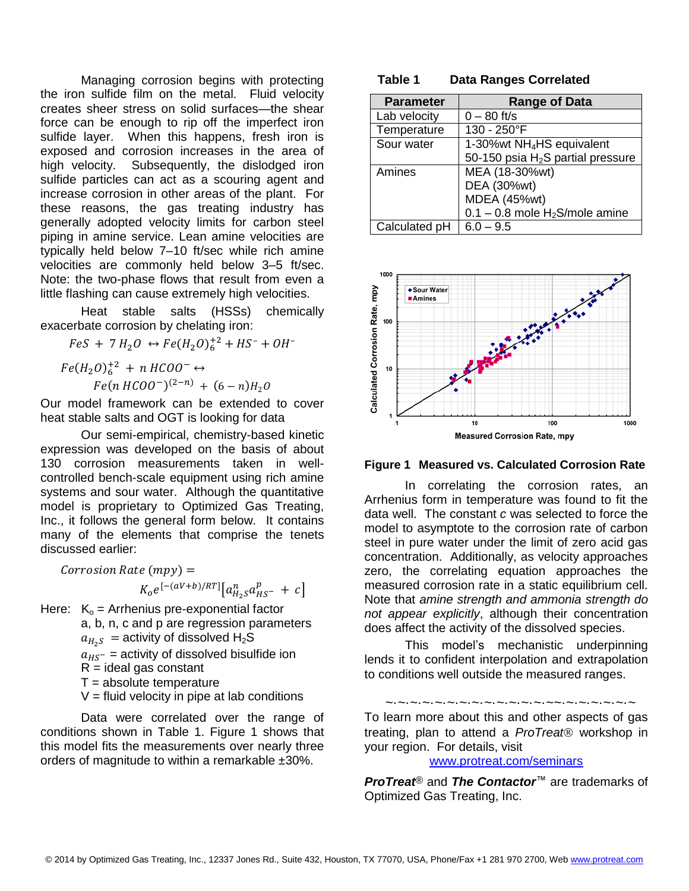Managing corrosion begins with protecting the iron sulfide film on the metal. Fluid velocity creates sheer stress on solid surfaces—the shear force can be enough to rip off the imperfect iron sulfide layer. When this happens, fresh iron is exposed and corrosion increases in the area of high velocity. Subsequently, the dislodged iron sulfide particles can act as a scouring agent and increase corrosion in other areas of the plant. For these reasons, the gas treating industry has generally adopted velocity limits for carbon steel piping in amine service. Lean amine velocities are typically held below 7–10 ft/sec while rich amine velocities are commonly held below 3–5 ft/sec. Note: the two-phase flows that result from even a little flashing can cause extremely high velocities.

Heat stable salts (HSSs) chemically exacerbate corrosion by chelating iron:

$$FeS + 7\,H_2O \leftrightarrow Fe(H_2O)_6^{+2} + HS^{-} + OH^{-}$$

$$Fe(H_2O)_6^{+2} + n\,HCOO^{-} \leftrightarrow Fe(n\,HCOO^{-})^{(2-n)} + (6-n)H_2O$$

Our model framework can be extended to cover heat stable salts and OGT is looking for data

Our semi-empirical, chemistry-based kinetic expression was developed on the basis of about 130 corrosion measurements taken in well-controlled bench-scale equipment using rich amine systems and sour water. Although the quantitative model is proprietary to Optimized Gas Treating, Inc., it follows the general form below. It contains many of the elements that comprise the tenets discussed earlier:

$$Corrosion\ Rate\ (mpy) = K_o e^{[-(aV+b)/RT]}\left[a_{H_2S}^{n} a_{HS^-}^{p} + c\right]$$

Here:
- $K_o$ = Arrhenius pre-exponential factor
- a, b, n, c and p are regression parameters
- $a_{H_2S}$ = activity of dissolved $H_2S$
- $a_{HS^-}$ = activity of dissolved bisulfide ion
- R = ideal gas constant
- T = absolute temperature
- V = fluid velocity in pipe at lab conditions

Data were correlated over the range of conditions shown in Table 1. Figure 1 shows that this model fits the measurements over nearly three orders of magnitude to within a remarkable ±30%.

**Table 1 Data Ranges Correlated**

| Parameter | Range of Data |
|---|---|
| Lab velocity | 0 – 80 ft/s |
| Temperature | 130 - 250°F |
| Sour water | 1-30%wt $NH_4HS$ equivalent<br>50-150 psia $H_2S$ partial pressure |
| Amines | MEA (18-30%wt)<br>DEA (30%wt)<br>MDEA (45%wt)<br>0.1 – 0.8 mole $H_2S$/mole amine |
| Calculated pH | 6.0 – 9.5 |

Calculated Corrosion Rate, mpy
Measured Corrosion Rate, mpy
Sour Water
Amines
1
10
100
1000

**Figure 1 Measured vs. Calculated Corrosion Rate**

In correlating the corrosion rates, an Arrhenius form in temperature was found to fit the data well. The constant *c* was selected to force the model to asymptote to the corrosion rate of carbon steel in pure water under the limit of zero acid gas concentration. Additionally, as velocity approaches zero, the correlating equation approaches the measured corrosion rate in a static equilibrium cell. Note that *amine strength and ammonia strength do not appear explicitly*, although their concentration does affect the activity of the dissolved species.

This model's mechanistic underpinning lends it to confident interpolation and extrapolation to conditions well outside the measured ranges.

~.~.~.~.~.~.~.~.~.~.~.~.~.~.~~.~.~.~.~.~.~

To learn more about this and other aspects of gas treating, plan to attend a *ProTreat®* workshop in your region. For details, visit www.protreat.com/seminars

***ProTreat***® and ***The Contactor***™ are trademarks of Optimized Gas Treating, Inc.

© 2014 by Optimized Gas Treating, Inc., 12337 Jones Rd., Suite 432, Houston, TX 77070, USA, Phone/Fax +1 281 970 2700, Web www.protreat.com